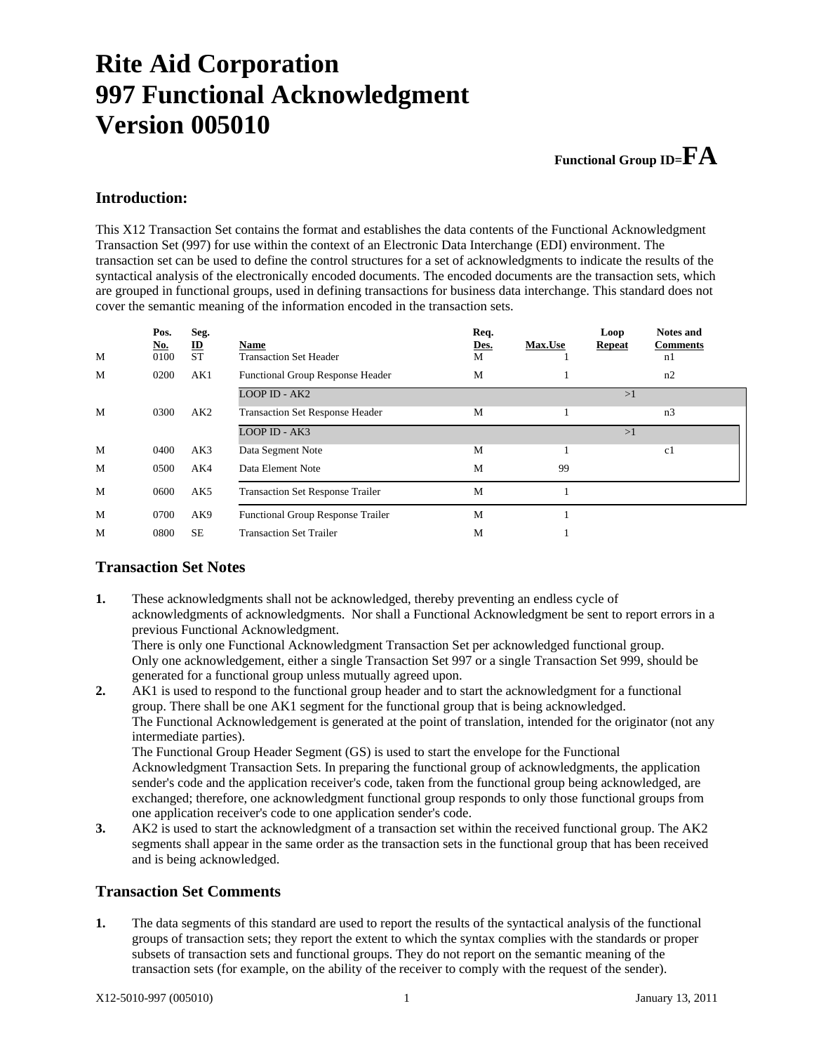# Rite Aid Corporation
# 997 Functional Acknowledgment
# Version 005010

**Functional Group ID=FA**

## Introduction:

This X12 Transaction Set contains the format and establishes the data contents of the Functional Acknowledgment Transaction Set (997) for use within the context of an Electronic Data Interchange (EDI) environment. The transaction set can be used to define the control structures for a set of acknowledgments to indicate the results of the syntactical analysis of the electronically encoded documents. The encoded documents are the transaction sets, which are grouped in functional groups, used in defining transactions for business data interchange. This standard does not cover the semantic meaning of the information encoded in the transaction sets.

| | Pos. No. | Seg. ID | Name | Req. Des. | Max.Use | Loop Repeat | Notes and Comments |
|---|---|---|---|---|---|---|---|
| M | 0100 | ST | Transaction Set Header | M | 1 | | n1 |
| M | 0200 | AK1 | Functional Group Response Header | M | 1 | | n2 |
| | | | LOOP ID - AK2 | | | >1 | |
| M | 0300 | AK2 | Transaction Set Response Header | M | 1 | | n3 |
| | | | LOOP ID - AK3 | | | >1 | |
| M | 0400 | AK3 | Data Segment Note | M | 1 | | c1 |
| M | 0500 | AK4 | Data Element Note | M | 99 | | |
| M | 0600 | AK5 | Transaction Set Response Trailer | M | 1 | | |
| M | 0700 | AK9 | Functional Group Response Trailer | M | 1 | | |
| M | 0800 | SE | Transaction Set Trailer | M | 1 | | |

## Transaction Set Notes

1. These acknowledgments shall not be acknowledged, thereby preventing an endless cycle of acknowledgments of acknowledgments. Nor shall a Functional Acknowledgment be sent to report errors in a previous Functional Acknowledgment.
   There is only one Functional Acknowledgment Transaction Set per acknowledged functional group.
   Only one acknowledgement, either a single Transaction Set 997 or a single Transaction Set 999, should be generated for a functional group unless mutually agreed upon.
2. AK1 is used to respond to the functional group header and to start the acknowledgment for a functional group. There shall be one AK1 segment for the functional group that is being acknowledged.
   The Functional Acknowledgement is generated at the point of translation, intended for the originator (not any intermediate parties).
   The Functional Group Header Segment (GS) is used to start the envelope for the Functional Acknowledgment Transaction Sets. In preparing the functional group of acknowledgments, the application sender's code and the application receiver's code, taken from the functional group being acknowledged, are exchanged; therefore, one acknowledgment functional group responds to only those functional groups from one application receiver's code to one application sender's code.
3. AK2 is used to start the acknowledgment of a transaction set within the received functional group. The AK2 segments shall appear in the same order as the transaction sets in the functional group that has been received and is being acknowledged.

## Transaction Set Comments

1. The data segments of this standard are used to report the results of the syntactical analysis of the functional groups of transaction sets; they report the extent to which the syntax complies with the standards or proper subsets of transaction sets and functional groups. They do not report on the semantic meaning of the transaction sets (for example, on the ability of the receiver to comply with the request of the sender).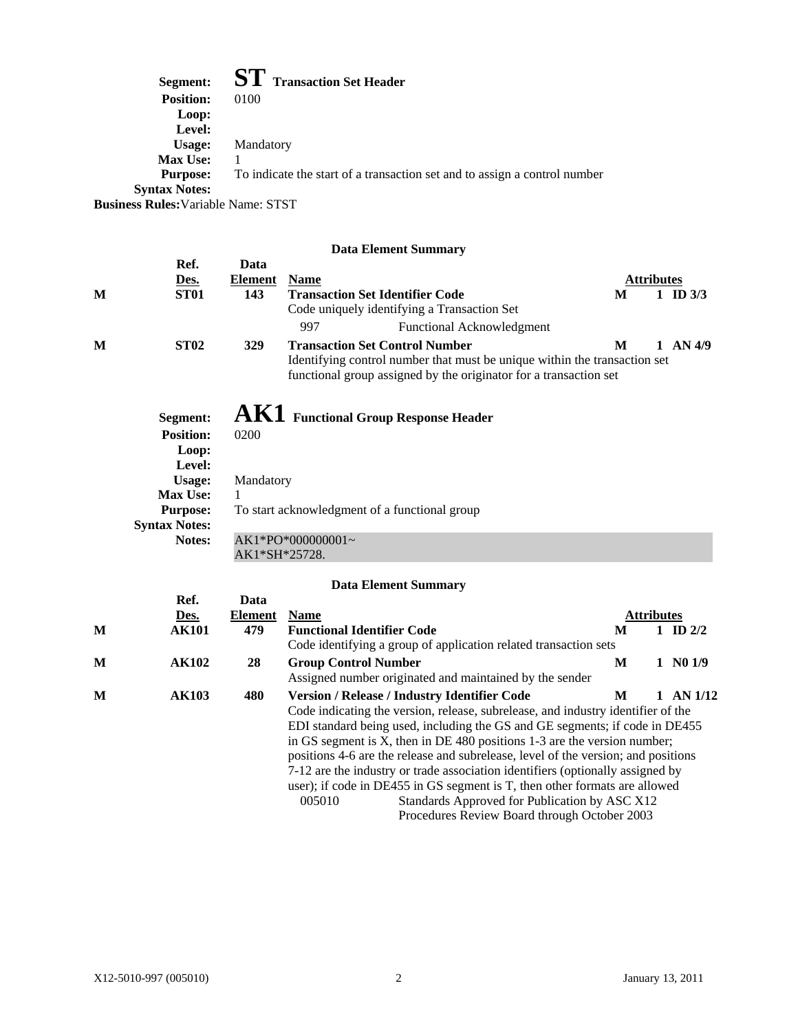## Segment: ST Transaction Set Header

**Position:** 0100
**Loop:**
**Level:**
**Usage:** Mandatory
**Max Use:** 1
**Purpose:** To indicate the start of a transaction set and to assign a control number
**Syntax Notes:**
**Business Rules:** Variable Name: STST

### Data Element Summary

| | Ref. Des. | Data Element | Name | | Attributes | |
|---|---|---|---|---|---|---|
| M | **ST01** | **143** | **Transaction Set Identifier Code**<br>Code uniquely identifying a Transaction Set<br>997 — Functional Acknowledgment | M | 1 | ID 3/3 |
| M | **ST02** | **329** | **Transaction Set Control Number**<br>Identifying control number that must be unique within the transaction set functional group assigned by the originator for a transaction set | M | 1 | AN 4/9 |

## Segment: AK1 Functional Group Response Header

**Position:** 0200
**Loop:**
**Level:**
**Usage:** Mandatory
**Max Use:** 1
**Purpose:** To start acknowledgment of a functional group
**Syntax Notes:**
**Notes:**

```
AK1*PO*000000001~
AK1*SH*25728.
```

### Data Element Summary

| | Ref. Des. | Data Element | Name | | Attributes | |
|---|---|---|---|---|---|---|
| M | **AK101** | **479** | **Functional Identifier Code**<br>Code identifying a group of application related transaction sets | M | 1 | ID 2/2 |
| M | **AK102** | **28** | **Group Control Number**<br>Assigned number originated and maintained by the sender | M | 1 | N0 1/9 |
| M | **AK103** | **480** | **Version / Release / Industry Identifier Code**<br>Code indicating the version, release, subrelease, and industry identifier of the EDI standard being used, including the GS and GE segments; if code in DE455 in GS segment is X, then in DE 480 positions 1-3 are the version number; positions 4-6 are the release and subrelease, level of the version; and positions 7-12 are the industry or trade association identifiers (optionally assigned by user); if code in DE455 in GS segment is T, then other formats are allowed<br>005010 — Standards Approved for Publication by ASC X12 Procedures Review Board through October 2003 | M | 1 | AN 1/12 |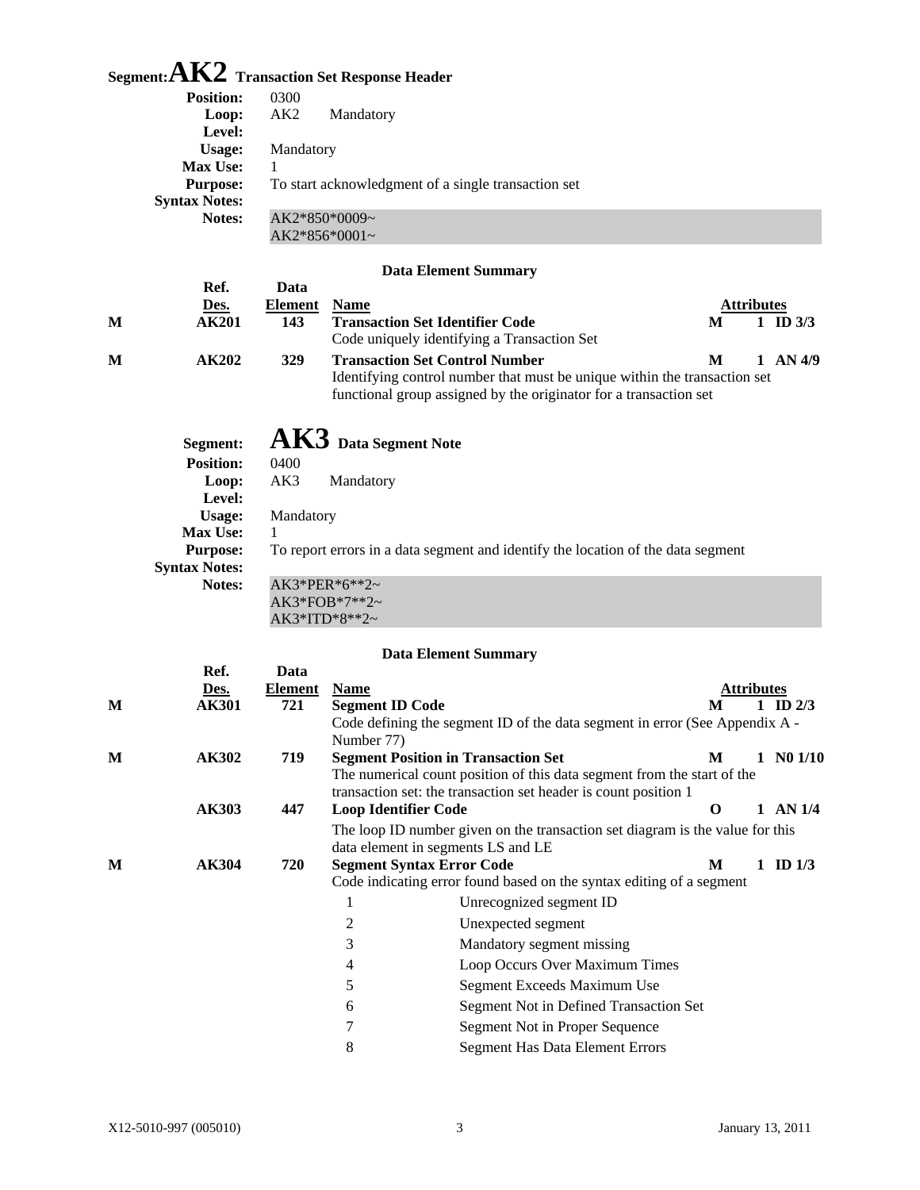# Segment: AK2 Transaction Set Response Header

**Position:** 0300
**Loop:** AK2 Mandatory
**Level:**
**Usage:** Mandatory
**Max Use:** 1
**Purpose:** To start acknowledgment of a single transaction set
**Syntax Notes:**
**Notes:**

```
AK2*850*0009~
AK2*856*0001~
```

### Data Element Summary

| | Ref. Des. | Data Element | Name | | Attributes | |
|---|---|---|---|---|---|---|
| M | AK201 | 143 | **Transaction Set Identifier Code**<br>Code uniquely identifying a Transaction Set | M | 1 | ID 3/3 |
| M | AK202 | 329 | **Transaction Set Control Number**<br>Identifying control number that must be unique within the transaction set functional group assigned by the originator for a transaction set | M | 1 | AN 4/9 |

# Segment: AK3 Data Segment Note

**Position:** 0400
**Loop:** AK3 Mandatory
**Level:**
**Usage:** Mandatory
**Max Use:** 1
**Purpose:** To report errors in a data segment and identify the location of the data segment
**Syntax Notes:**
**Notes:**

```
AK3*PER*6**2~
AK3*FOB*7**2~
AK3*ITD*8**2~
```

### Data Element Summary

| | Ref. Des. | Data Element | Name | | Attributes | |
|---|---|---|---|---|---|---|
| M | AK301 | 721 | **Segment ID Code**<br>Code defining the segment ID of the data segment in error (See Appendix A - Number 77) | M | 1 | ID 2/3 |
| M | AK302 | 719 | **Segment Position in Transaction Set**<br>The numerical count position of this data segment from the start of the transaction set: the transaction set header is count position 1 | M | 1 | N0 1/10 |
| | AK303 | 447 | **Loop Identifier Code**<br>The loop ID number given on the transaction set diagram is the value for this data element in segments LS and LE | O | 1 | AN 1/4 |
| M | AK304 | 720 | **Segment Syntax Error Code**<br>Code indicating error found based on the syntax editing of a segment | M | 1 | ID 1/3 |

| Code | Description |
|---|---|
| 1 | Unrecognized segment ID |
| 2 | Unexpected segment |
| 3 | Mandatory segment missing |
| 4 | Loop Occurs Over Maximum Times |
| 5 | Segment Exceeds Maximum Use |
| 6 | Segment Not in Defined Transaction Set |
| 7 | Segment Not in Proper Sequence |
| 8 | Segment Has Data Element Errors |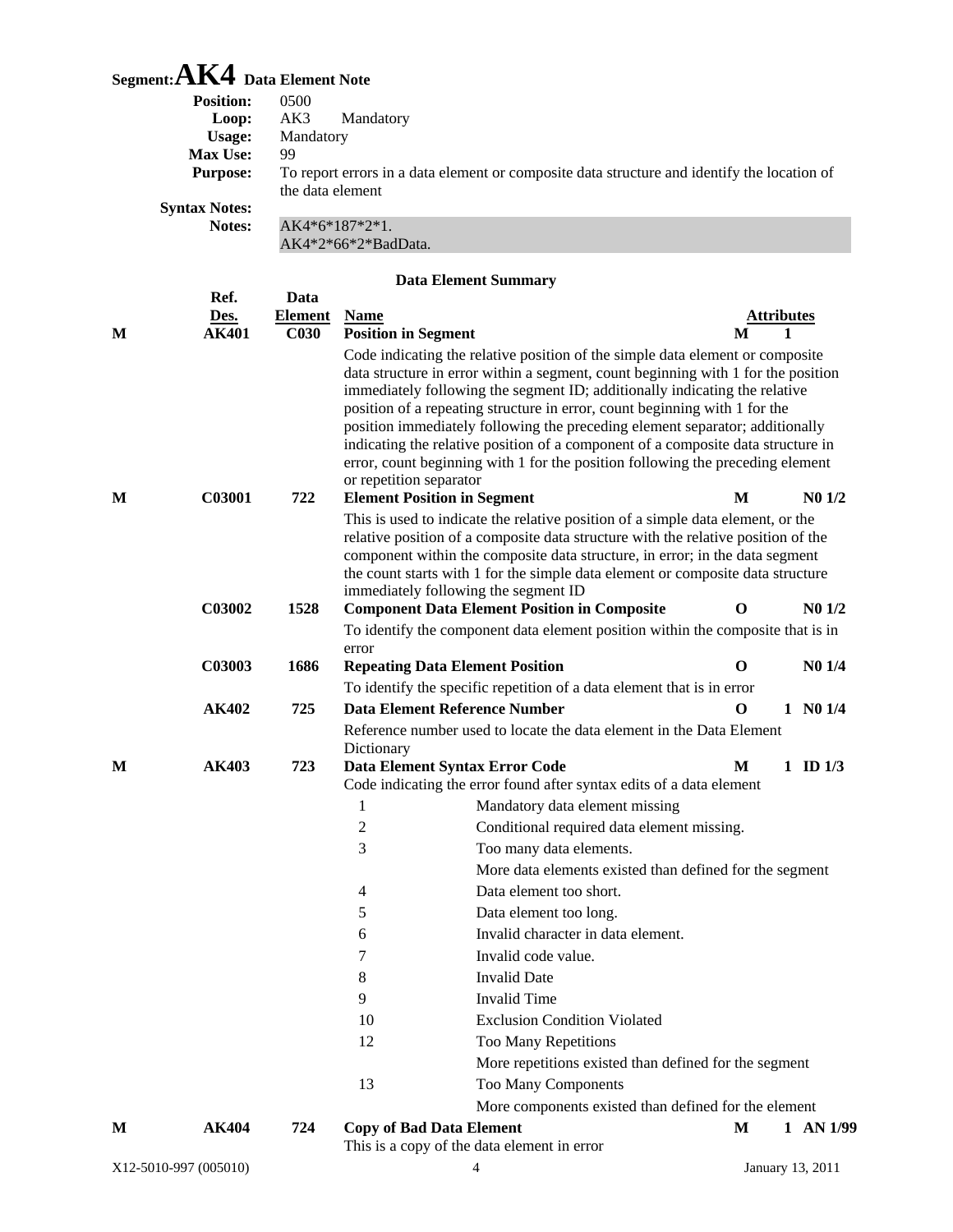# Segment: AK4 Data Element Note

**Position:** 0500

**Loop:** AK3 Mandatory

**Usage:** Mandatory

**Max Use:** 99

**Purpose:** To report errors in a data element or composite data structure and identify the location of the data element

**Syntax Notes:**

**Notes:** AK4*6*187*2*1.
AK4*2*66*2*BadData.

## Data Element Summary

| | Ref. Des. | Data Element | Name | | Attributes |
|---|---|---|---|---|---|
| M | AK401 | C030 | **Position in Segment** | M | 1 |
| | | | Code indicating the relative position of the simple data element or composite data structure in error within a segment, count beginning with 1 for the position immediately following the segment ID; additionally indicating the relative position of a repeating structure in error, count beginning with 1 for the position immediately following the preceding element separator; additionally indicating the relative position of a component of a composite data structure in error, count beginning with 1 for the position following the preceding element or repetition separator | | |
| M | C03001 | 722 | **Element Position in Segment** | M | N0 1/2 |
| | | | This is used to indicate the relative position of a simple data element, or the relative position of a composite data structure with the relative position of the component within the composite data structure, in error; in the data segment the count starts with 1 for the simple data element or composite data structure immediately following the segment ID | | |
| | C03002 | 1528 | **Component Data Element Position in Composite** | O | N0 1/2 |
| | | | To identify the component data element position within the composite that is in error | | |
| | C03003 | 1686 | **Repeating Data Element Position** | O | N0 1/4 |
| | | | To identify the specific repetition of a data element that is in error | | |
| | AK402 | 725 | **Data Element Reference Number** | O | 1 N0 1/4 |
| | | | Reference number used to locate the data element in the Data Element Dictionary | | |
| M | AK403 | 723 | **Data Element Syntax Error Code** | M | 1 ID 1/3 |
| | | | Code indicating the error found after syntax edits of a data element | | |
| M | AK404 | 724 | **Copy of Bad Data Element** | M | 1 AN 1/99 |
| | | | This is a copy of the data element in error | | |

AK403 code values:

| Code | Description |
|---|---|
| 1 | Mandatory data element missing |
| 2 | Conditional required data element missing. |
| 3 | Too many data elements. |
| | More data elements existed than defined for the segment |
| 4 | Data element too short. |
| 5 | Data element too long. |
| 6 | Invalid character in data element. |
| 7 | Invalid code value. |
| 8 | Invalid Date |
| 9 | Invalid Time |
| 10 | Exclusion Condition Violated |
| 12 | Too Many Repetitions |
| | More repetitions existed than defined for the segment |
| 13 | Too Many Components |
| | More components existed than defined for the element |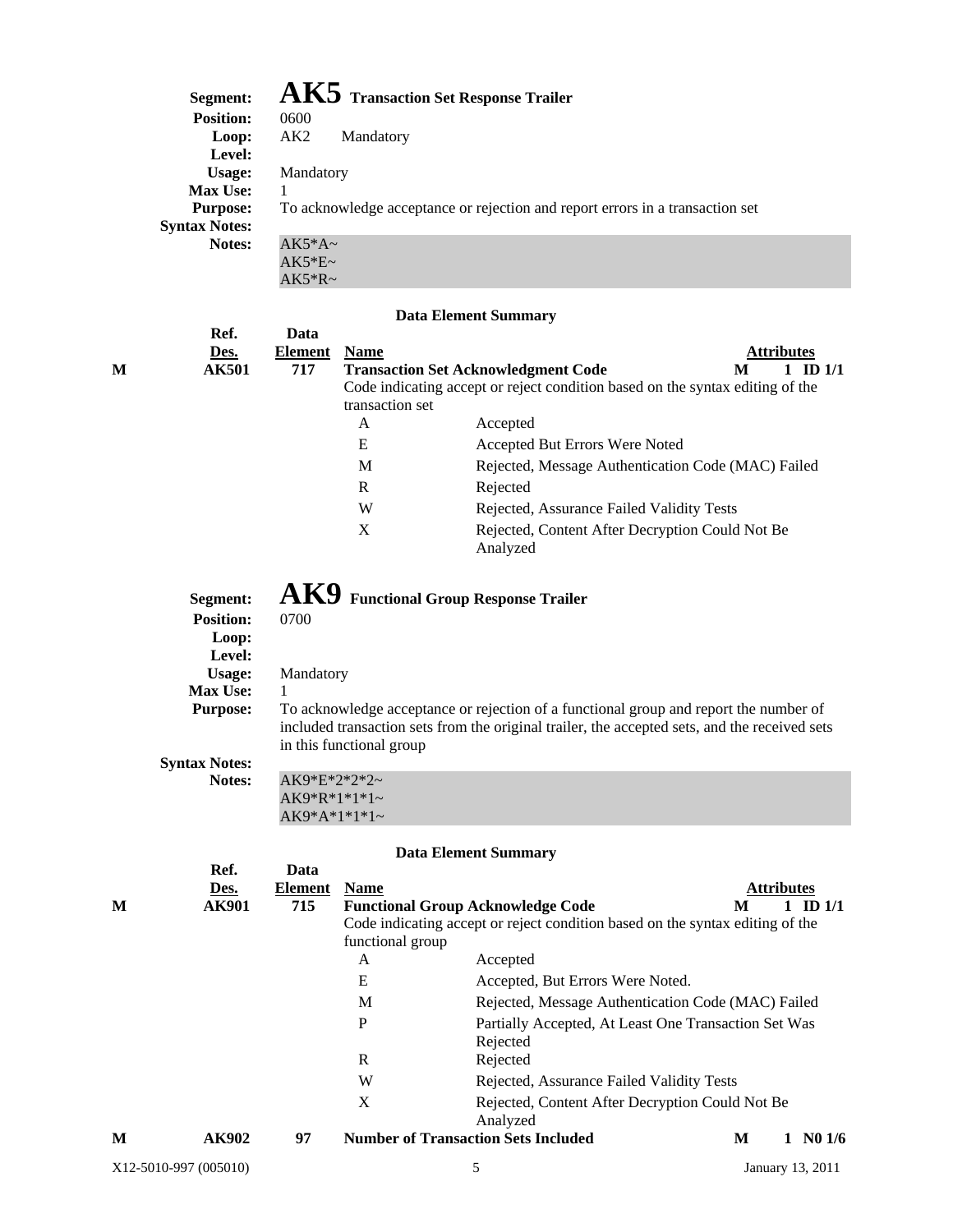## Segment: AK5 Transaction Set Response Trailer

**Position:** 0600
**Loop:** AK2 Mandatory
**Level:**
**Usage:** Mandatory
**Max Use:** 1
**Purpose:** To acknowledge acceptance or rejection and report errors in a transaction set
**Syntax Notes:**
**Notes:**

```
AK5*A~
AK5*E~
AK5*R~
```

**Data Element Summary**

| | Ref. Des. | Data Element | Name | | Attributes |
|---|---|---|---|---|---|
| M | AK501 | 717 | **Transaction Set Acknowledgment Code** | M | 1 ID 1/1 |
| | | | Code indicating accept or reject condition based on the syntax editing of the transaction set | | |
| | | | A — Accepted | | |
| | | | E — Accepted But Errors Were Noted | | |
| | | | M — Rejected, Message Authentication Code (MAC) Failed | | |
| | | | R — Rejected | | |
| | | | W — Rejected, Assurance Failed Validity Tests | | |
| | | | X — Rejected, Content After Decryption Could Not Be Analyzed | | |

## Segment: AK9 Functional Group Response Trailer

**Position:** 0700
**Loop:**
**Level:**
**Usage:** Mandatory
**Max Use:** 1
**Purpose:** To acknowledge acceptance or rejection of a functional group and report the number of included transaction sets from the original trailer, the accepted sets, and the received sets in this functional group
**Syntax Notes:**
**Notes:**

```
AK9*E*2*2*2~
AK9*R*1*1*1~
AK9*A*1*1*1~
```

**Data Element Summary**

| | Ref. Des. | Data Element | Name | | Attributes |
|---|---|---|---|---|---|
| M | AK901 | 715 | **Functional Group Acknowledge Code** | M | 1 ID 1/1 |
| | | | Code indicating accept or reject condition based on the syntax editing of the functional group | | |
| | | | A — Accepted | | |
| | | | E — Accepted, But Errors Were Noted. | | |
| | | | M — Rejected, Message Authentication Code (MAC) Failed | | |
| | | | P — Partially Accepted, At Least One Transaction Set Was Rejected | | |
| | | | R — Rejected | | |
| | | | W — Rejected, Assurance Failed Validity Tests | | |
| | | | X — Rejected, Content After Decryption Could Not Be Analyzed | | |
| M | AK902 | 97 | **Number of Transaction Sets Included** | M | 1 N0 1/6 |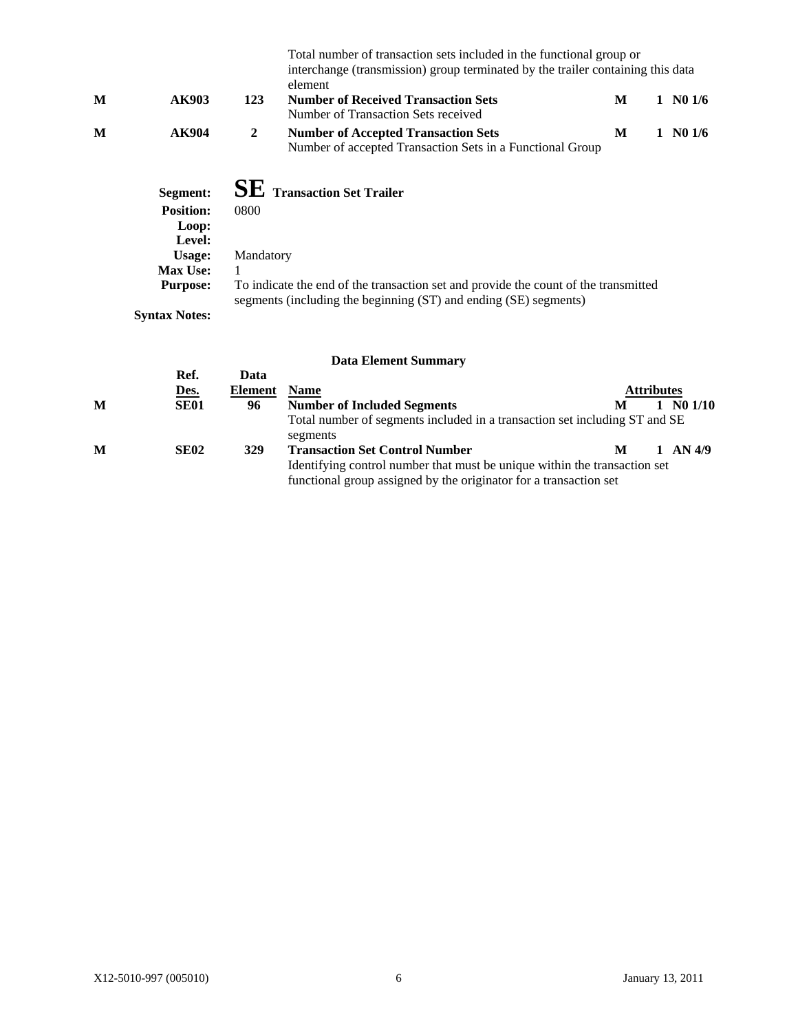| | | | | | |
|---|---|---|---|---|---|
| | | | Total number of transaction sets included in the functional group or interchange (transmission) group terminated by the trailer containing this data element | | |
| **M** | **AK903** | **123** | **Number of Received Transaction Sets**<br>Number of Transaction Sets received | **M** | **1 N0 1/6** |
| **M** | **AK904** | **2** | **Number of Accepted Transaction Sets**<br>Number of accepted Transaction Sets in a Functional Group | **M** | **1 N0 1/6** |

**Segment:** **SE** **Transaction Set Trailer**
**Position:** 0800
**Loop:**
**Level:**
**Usage:** Mandatory
**Max Use:** 1
**Purpose:** To indicate the end of the transaction set and provide the count of the transmitted segments (including the beginning (ST) and ending (SE) segments)
**Syntax Notes:**

**Data Element Summary**

| | Ref. Des. | Data Element | Name | Attributes | |
|---|---|---|---|---|---|
| **M** | **SE01** | **96** | **Number of Included Segments**<br>Total number of segments included in a transaction set including ST and SE segments | **M** | **1 N0 1/10** |
| **M** | **SE02** | **329** | **Transaction Set Control Number**<br>Identifying control number that must be unique within the transaction set functional group assigned by the originator for a transaction set | **M** | **1 AN 4/9** |